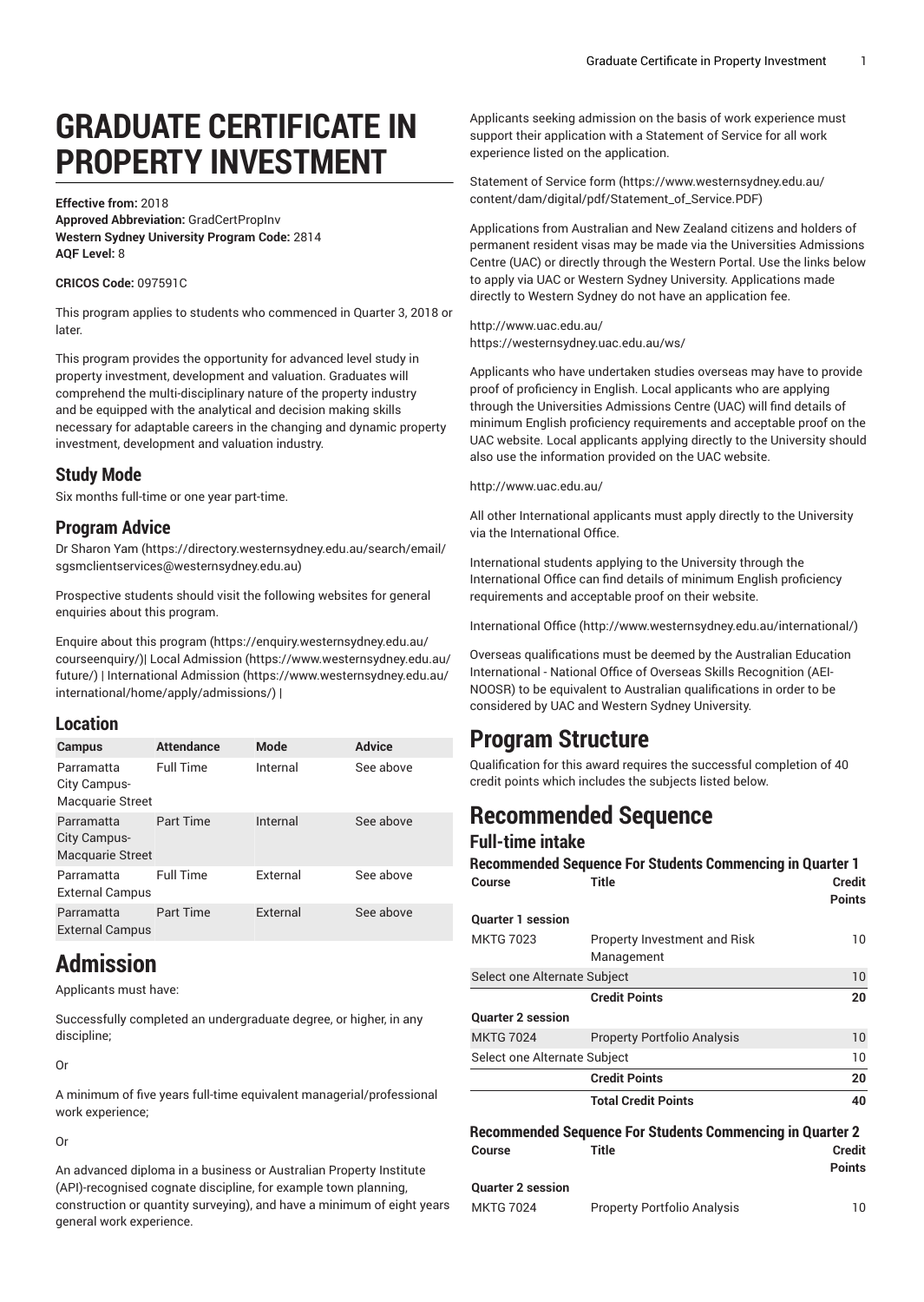# GRADUATE CERTIFICATE IN PROPERTY INVESTMENT

**Effective from:** 2018
**Approved Abbreviation:** GradCertPropInv
**Western Sydney University Program Code:** 2814
**AQF Level:** 8

**CRICOS Code:** 097591C

This program applies to students who commenced in Quarter 3, 2018 or later.

This program provides the opportunity for advanced level study in property investment, development and valuation. Graduates will comprehend the multi-disciplinary nature of the property industry and be equipped with the analytical and decision making skills necessary for adaptable careers in the changing and dynamic property investment, development and valuation industry.

## Study Mode

Six months full-time or one year part-time.

## Program Advice

Dr Sharon Yam (https://directory.westernsydney.edu.au/search/email/sgsmclientservices@westernsydney.edu.au)

Prospective students should visit the following websites for general enquiries about this program.

Enquire about this program (https://enquiry.westernsydney.edu.au/courseenquiry/)| Local Admission (https://www.westernsydney.edu.au/future/) | International Admission (https://www.westernsydney.edu.au/international/home/apply/admissions/) |

## Location

| Campus | Attendance | Mode | Advice |
|---|---|---|---|
| Parramatta City Campus-Macquarie Street | Full Time | Internal | See above |
| Parramatta City Campus-Macquarie Street | Part Time | Internal | See above |
| Parramatta External Campus | Full Time | External | See above |
| Parramatta External Campus | Part Time | External | See above |

# Admission

Applicants must have:

Successfully completed an undergraduate degree, or higher, in any discipline;

Or

A minimum of five years full-time equivalent managerial/professional work experience;

Or

An advanced diploma in a business or Australian Property Institute (API)-recognised cognate discipline, for example town planning, construction or quantity surveying), and have a minimum of eight years general work experience.

Applicants seeking admission on the basis of work experience must support their application with a Statement of Service for all work experience listed on the application.

Statement of Service form (https://www.westernsydney.edu.au/content/dam/digital/pdf/Statement_of_Service.PDF)

Applications from Australian and New Zealand citizens and holders of permanent resident visas may be made via the Universities Admissions Centre (UAC) or directly through the Western Portal. Use the links below to apply via UAC or Western Sydney University. Applications made directly to Western Sydney do not have an application fee.

http://www.uac.edu.au/
https://westernsydney.uac.edu.au/ws/

Applicants who have undertaken studies overseas may have to provide proof of proficiency in English. Local applicants who are applying through the Universities Admissions Centre (UAC) will find details of minimum English proficiency requirements and acceptable proof on the UAC website. Local applicants applying directly to the University should also use the information provided on the UAC website.

http://www.uac.edu.au/

All other International applicants must apply directly to the University via the International Office.

International students applying to the University through the International Office can find details of minimum English proficiency requirements and acceptable proof on their website.

International Office (http://www.westernsydney.edu.au/international/)

Overseas qualifications must be deemed by the Australian Education International - National Office of Overseas Skills Recognition (AEI-NOOSR) to be equivalent to Australian qualifications in order to be considered by UAC and Western Sydney University.

# Program Structure

Qualification for this award requires the successful completion of 40 credit points which includes the subjects listed below.

# Recommended Sequence

## Full-time intake

### Recommended Sequence For Students Commencing in Quarter 1

| Course | Title | Credit Points |
|---|---|---|
| **Quarter 1 session** | | |
| MKTG 7023 | Property Investment and Risk Management | 10 |
| Select one Alternate Subject | | 10 |
| | **Credit Points** | **20** |
| **Quarter 2 session** | | |
| MKTG 7024 | Property Portfolio Analysis | 10 |
| Select one Alternate Subject | | 10 |
| | **Credit Points** | **20** |
| | **Total Credit Points** | **40** |

### Recommended Sequence For Students Commencing in Quarter 2

| Course | Title | Credit Points |
|---|---|---|
| **Quarter 2 session** | | |
| MKTG 7024 | Property Portfolio Analysis | 10 |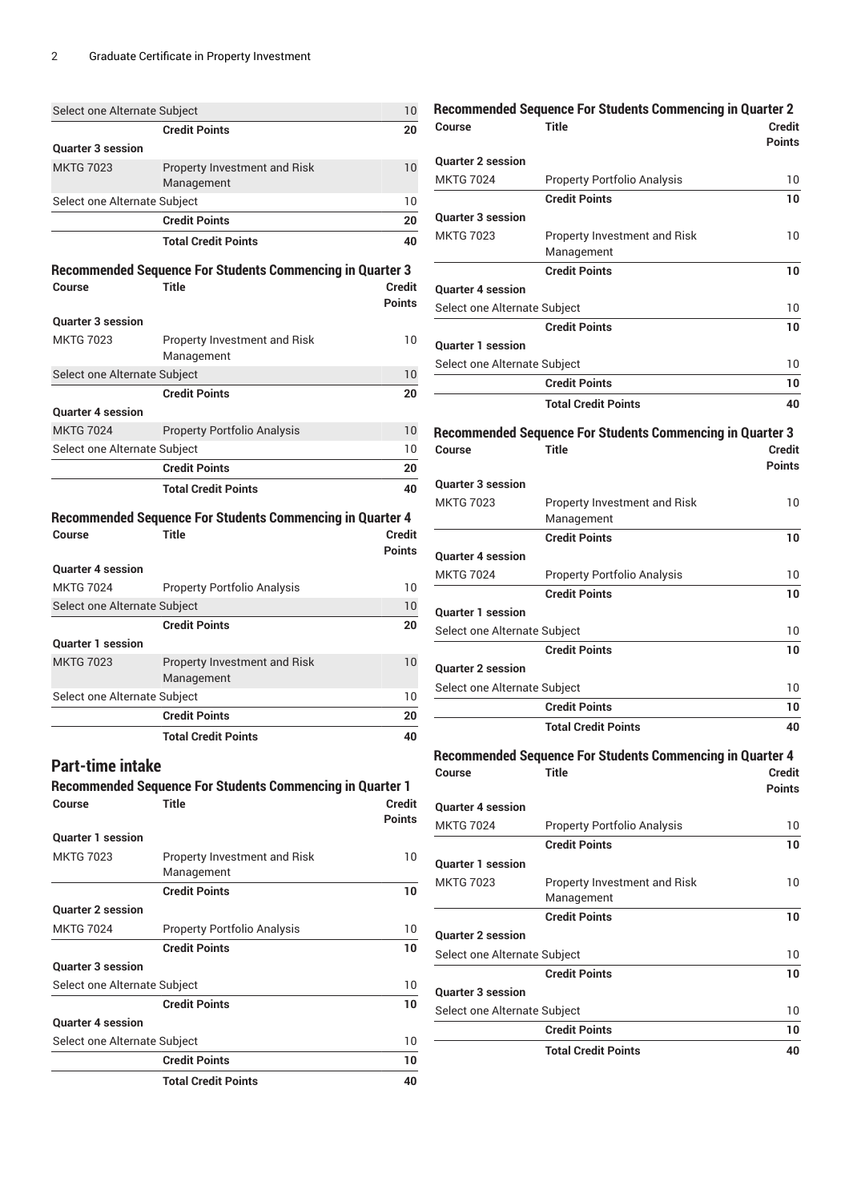| Course | Title | Credit Points |
|---|---|---|
| Select one Alternate Subject | | 10 |
| | **Credit Points** | **20** |
| **Quarter 3 session** | | |
| MKTG 7023 | Property Investment and Risk Management | 10 |
| Select one Alternate Subject | | 10 |
| | **Credit Points** | **20** |
| | **Total Credit Points** | **40** |

### Recommended Sequence For Students Commencing in Quarter 3

| Course | Title | Credit Points |
|---|---|---|
| **Quarter 3 session** | | |
| MKTG 7023 | Property Investment and Risk Management | 10 |
| Select one Alternate Subject | | 10 |
| | **Credit Points** | **20** |
| **Quarter 4 session** | | |
| MKTG 7024 | Property Portfolio Analysis | 10 |
| Select one Alternate Subject | | 10 |
| | **Credit Points** | **20** |
| | **Total Credit Points** | **40** |

### Recommended Sequence For Students Commencing in Quarter 4

| Course | Title | Credit Points |
|---|---|---|
| **Quarter 4 session** | | |
| MKTG 7024 | Property Portfolio Analysis | 10 |
| Select one Alternate Subject | | 10 |
| | **Credit Points** | **20** |
| **Quarter 1 session** | | |
| MKTG 7023 | Property Investment and Risk Management | 10 |
| Select one Alternate Subject | | 10 |
| | **Credit Points** | **20** |
| | **Total Credit Points** | **40** |

## Part-time intake

### Recommended Sequence For Students Commencing in Quarter 1

| Course | Title | Credit Points |
|---|---|---|
| **Quarter 1 session** | | |
| MKTG 7023 | Property Investment and Risk Management | 10 |
| | **Credit Points** | **10** |
| **Quarter 2 session** | | |
| MKTG 7024 | Property Portfolio Analysis | 10 |
| | **Credit Points** | **10** |
| **Quarter 3 session** | | |
| Select one Alternate Subject | | 10 |
| | **Credit Points** | **10** |
| **Quarter 4 session** | | |
| Select one Alternate Subject | | 10 |
| | **Credit Points** | **10** |
| | **Total Credit Points** | **40** |

### Recommended Sequence For Students Commencing in Quarter 2

| Course | Title | Credit Points |
|---|---|---|
| **Quarter 2 session** | | |
| MKTG 7024 | Property Portfolio Analysis | 10 |
| | **Credit Points** | **10** |
| **Quarter 3 session** | | |
| MKTG 7023 | Property Investment and Risk Management | 10 |
| | **Credit Points** | **10** |
| **Quarter 4 session** | | |
| Select one Alternate Subject | | 10 |
| | **Credit Points** | **10** |
| **Quarter 1 session** | | |
| Select one Alternate Subject | | 10 |
| | **Credit Points** | **10** |
| | **Total Credit Points** | **40** |

### Recommended Sequence For Students Commencing in Quarter 3

| Course | Title | Credit Points |
|---|---|---|
| **Quarter 3 session** | | |
| MKTG 7023 | Property Investment and Risk Management | 10 |
| | **Credit Points** | **10** |
| **Quarter 4 session** | | |
| MKTG 7024 | Property Portfolio Analysis | 10 |
| | **Credit Points** | **10** |
| **Quarter 1 session** | | |
| Select one Alternate Subject | | 10 |
| | **Credit Points** | **10** |
| **Quarter 2 session** | | |
| Select one Alternate Subject | | 10 |
| | **Credit Points** | **10** |
| | **Total Credit Points** | **40** |

### Recommended Sequence For Students Commencing in Quarter 4

| Course | Title | Credit Points |
|---|---|---|
| **Quarter 4 session** | | |
| MKTG 7024 | Property Portfolio Analysis | 10 |
| | **Credit Points** | **10** |
| **Quarter 1 session** | | |
| MKTG 7023 | Property Investment and Risk Management | 10 |
| | **Credit Points** | **10** |
| **Quarter 2 session** | | |
| Select one Alternate Subject | | 10 |
| | **Credit Points** | **10** |
| **Quarter 3 session** | | |
| Select one Alternate Subject | | 10 |
| | **Credit Points** | **10** |
| | **Total Credit Points** | **40** |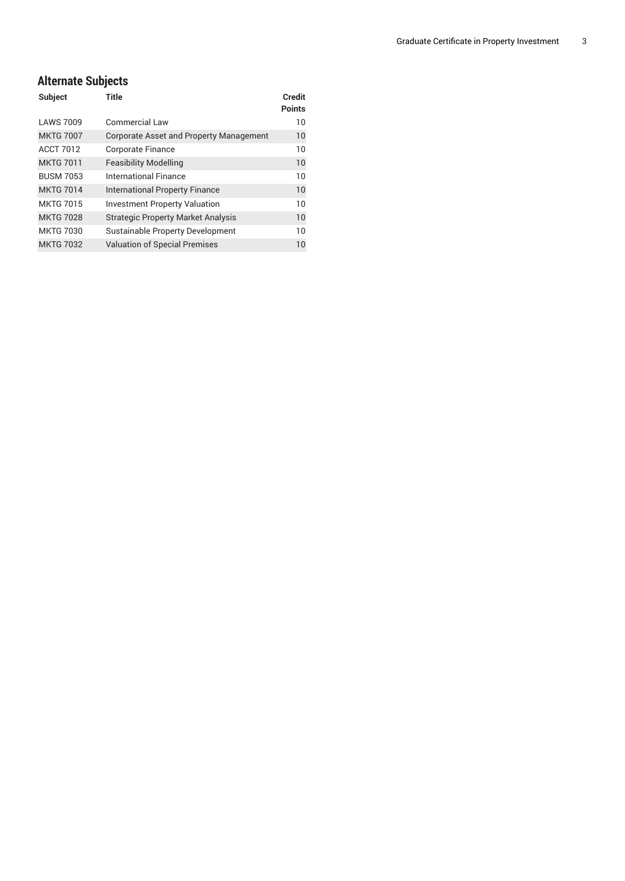## Alternate Subjects

| Subject | Title | Credit Points |
| --- | --- | --- |
| LAWS 7009 | Commercial Law | 10 |
| MKTG 7007 | Corporate Asset and Property Management | 10 |
| ACCT 7012 | Corporate Finance | 10 |
| MKTG 7011 | Feasibility Modelling | 10 |
| BUSM 7053 | International Finance | 10 |
| MKTG 7014 | International Property Finance | 10 |
| MKTG 7015 | Investment Property Valuation | 10 |
| MKTG 7028 | Strategic Property Market Analysis | 10 |
| MKTG 7030 | Sustainable Property Development | 10 |
| MKTG 7032 | Valuation of Special Premises | 10 |